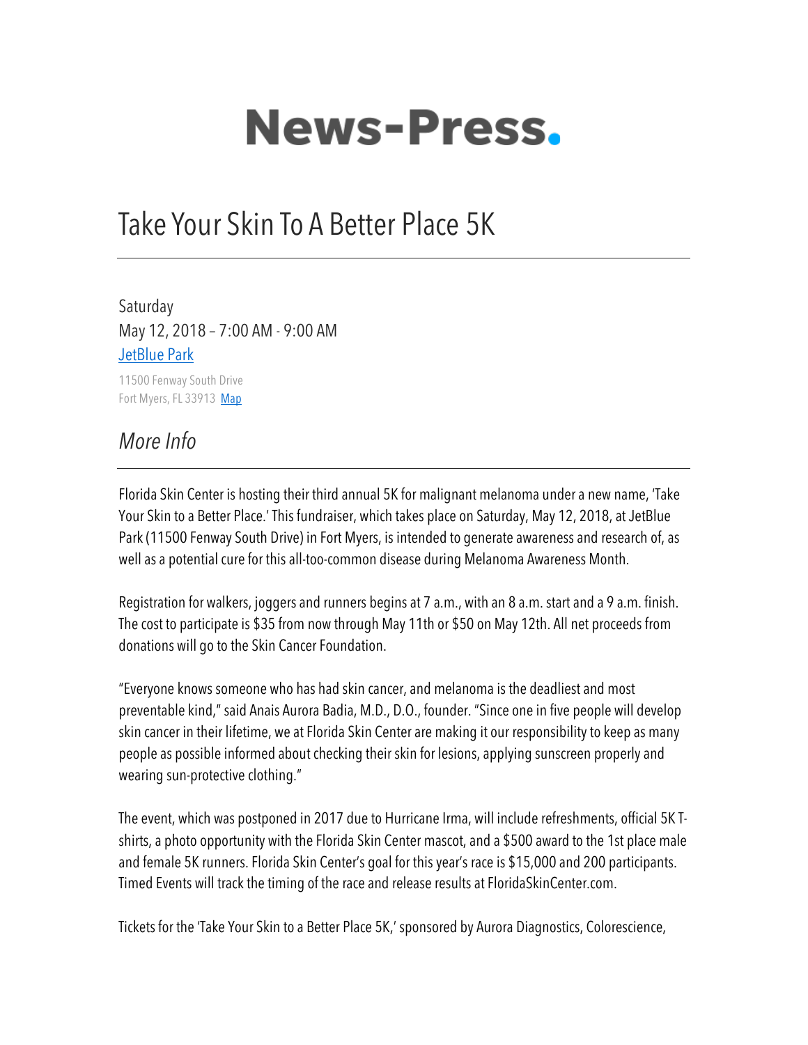# News-Press.

## Take Your Skin To A Better Place 5K

Saturday
May 12, 2018 – 7:00 AM - 9:00 AM
[JetBlue Park](#)

11500 Fenway South Drive
Fort Myers, FL 33913 [Map](#)

### *More Info*

Florida Skin Center is hosting their third annual 5K for malignant melanoma under a new name, 'Take Your Skin to a Better Place.' This fundraiser, which takes place on Saturday, May 12, 2018, at JetBlue Park (11500 Fenway South Drive) in Fort Myers, is intended to generate awareness and research of, as well as a potential cure for this all-too-common disease during Melanoma Awareness Month.

Registration for walkers, joggers and runners begins at 7 a.m., with an 8 a.m. start and a 9 a.m. finish. The cost to participate is $35 from now through May 11th or $50 on May 12th. All net proceeds from donations will go to the Skin Cancer Foundation.

"Everyone knows someone who has had skin cancer, and melanoma is the deadliest and most preventable kind," said Anais Aurora Badia, M.D., D.O., founder. "Since one in five people will develop skin cancer in their lifetime, we at Florida Skin Center are making it our responsibility to keep as many people as possible informed about checking their skin for lesions, applying sunscreen properly and wearing sun-protective clothing."

The event, which was postponed in 2017 due to Hurricane Irma, will include refreshments, official 5K T-shirts, a photo opportunity with the Florida Skin Center mascot, and a $500 award to the 1st place male and female 5K runners. Florida Skin Center's goal for this year's race is $15,000 and 200 participants. Timed Events will track the timing of the race and release results at FloridaSkinCenter.com.

Tickets for the 'Take Your Skin to a Better Place 5K,' sponsored by Aurora Diagnostics, Colorescience,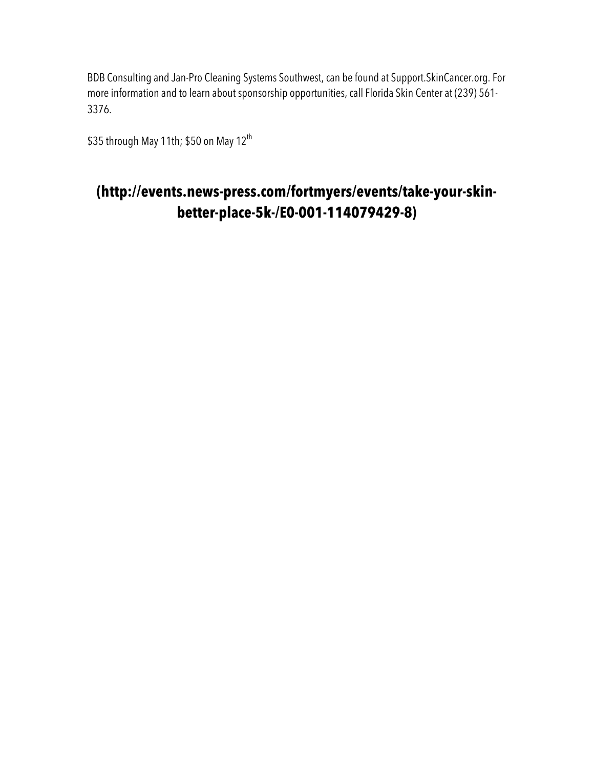BDB Consulting and Jan-Pro Cleaning Systems Southwest, can be found at Support.SkinCancer.org. For more information and to learn about sponsorship opportunities, call Florida Skin Center at (239) 561-3376.

$35 through May 11th; $50 on May 12th

## (http://events.news-press.com/fortmyers/events/take-your-skin-better-place-5k-/E0-001-114079429-8)